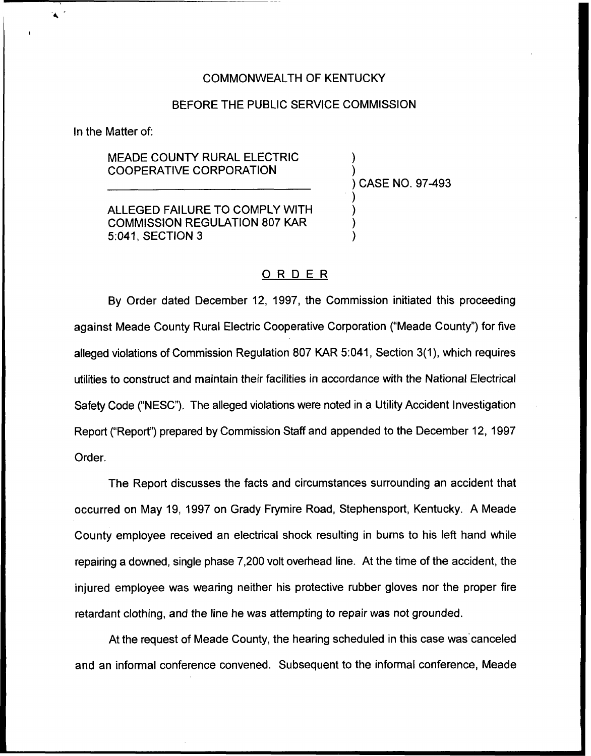COMMONWEALTH OF KENTUCKY

BEFORE THE PUBLIC SERVICE COMMISSION

In the Matter of:

MEADE COUNTY RURAL ELECTRIC COOPERATIVE CORPORATION

ALLEGED FAILURE TO COMPLY WITH COMMISSION REGULATION 807 KAR 5:041, SECTION 3

) CASE NO. 97-493

## ORDER

By Order dated December 12, 1997, the Commission initiated this proceeding against Meade County Rural Electric Cooperative Corporation ("Meade County") for five alleged violations of Commission Regulation 807 KAR 5:041, Section 3(1), which requires utilities to construct and maintain their facilities in accordance with the National Electrical Safety Code ("NESC"). The alleged violations were noted in a Utility Accident Investigation Report ("Report") prepared by Commission Staff and appended to the December 12, 1997 Order.

The Report discusses the facts and circumstances surrounding an accident that occurred on May 19, 1997 on Grady Frymire Road, Stephensport, Kentucky. A Meade County employee received an electrical shock resulting in burns to his left hand while repairing a downed, single phase 7,200 volt overhead line. At the time of the accident, the injured employee was wearing neither his protective rubber gloves nor the proper fire retardant clothing, and the line he was attempting to repair was not grounded.

At the request of Meade County, the hearing scheduled in this case was canceled and an informal conference convened. Subsequent to the informal conference, Meade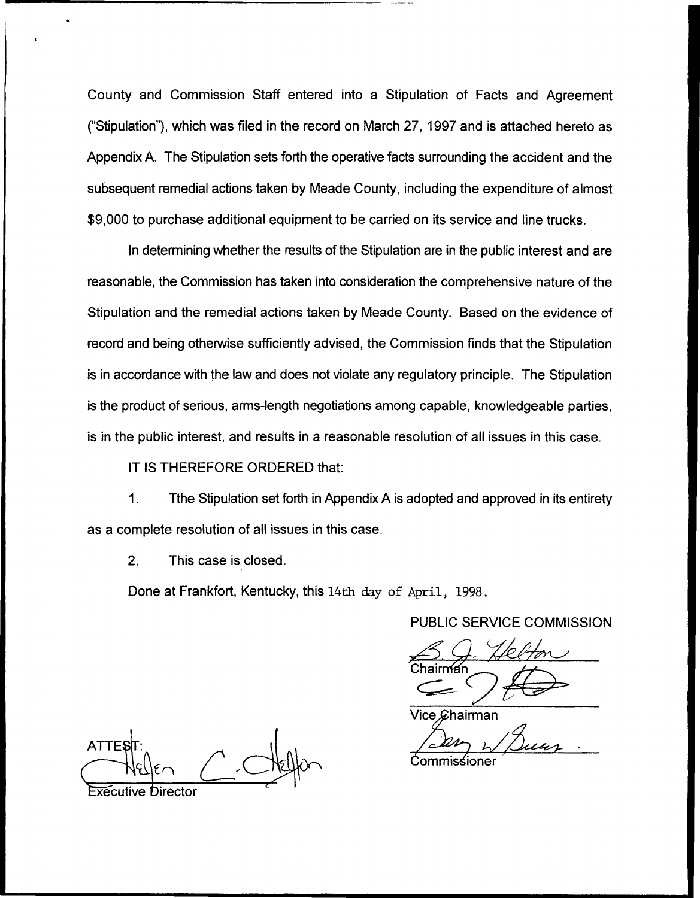County and Commission Staff entered into a Stipulation of Facts and Agreement ("Stipulation"), which was filed in the record on March 27, 1997 and is attached hereto as Appendix A. The Stipulation sets forth the operative facts surrounding the accident and the subsequent remedial actions taken by Meade County, including the expenditure of almost $9,000 to purchase additional equipment to be carried on its service and line trucks.

In determining whether the results of the Stipulation are in the public interest and are reasonable, the Commission has taken into consideration the comprehensive nature of the Stipulation and the remedial actions taken by Meade County. Based on the evidence of record and being otherwise sufficiently advised, the Commission finds that the Stipulation is in accordance with the law and does not violate any regulatory principle. The Stipulation is the product of serious, arms-length negotiations among capable, knowledgeable parties, is in the public interest, and results in a reasonable resolution of all issues in this case.

IT IS THEREFORE ORDERED that:

1. Tthe Stipulation set forth in Appendix A is adopted and approved in its entirety as a complete resolution of all issues in this case.

2. This case is closed.

Done at Frankfort, Kentucky, this 14th day of April, 1998.

PUBLIC SERVICE COMMISSION

Chairman

Vice Chairman

Commissioner

ATTEST:

Executive Director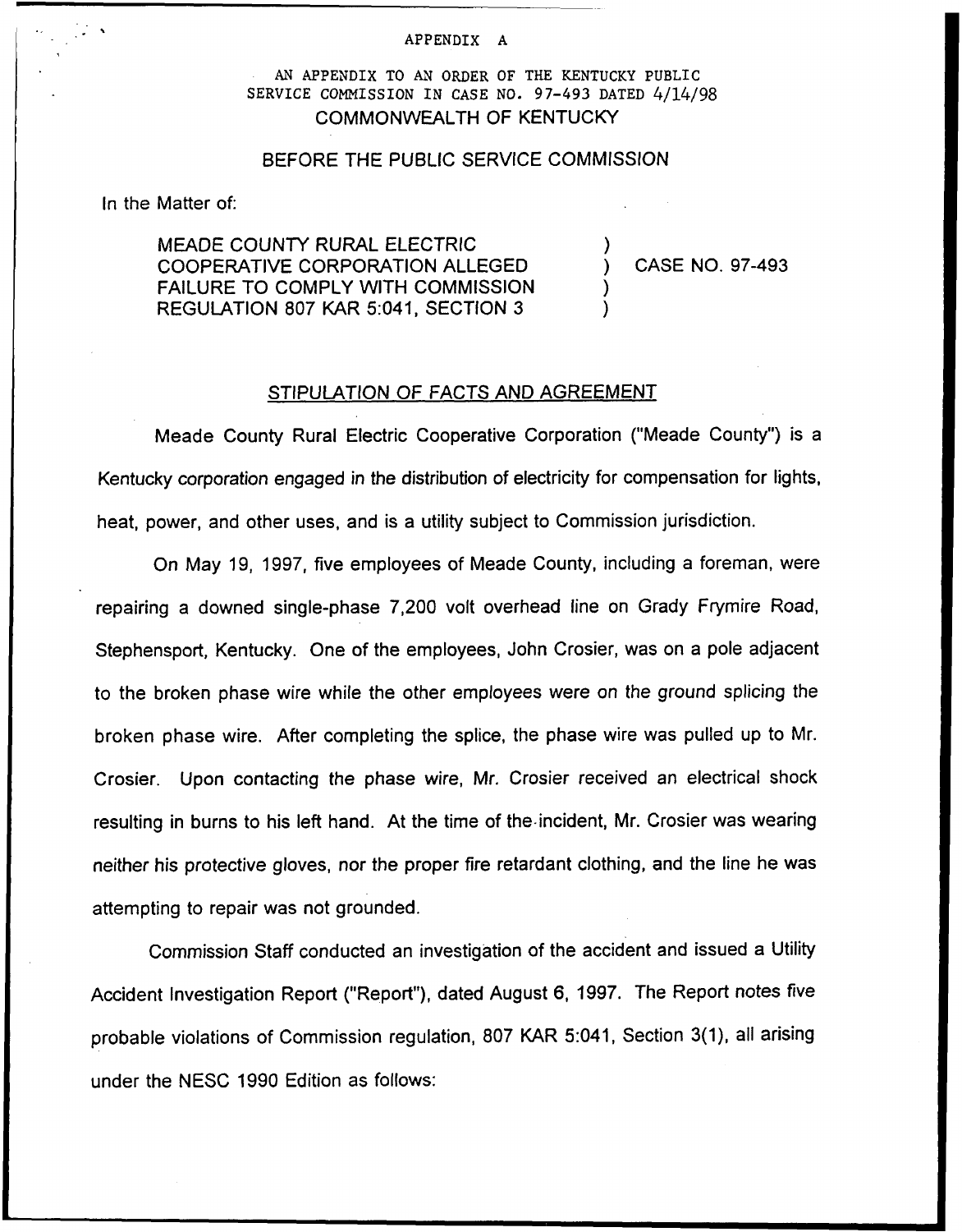APPENDIX A

AN APPENDIX TO AN ORDER OF THE KENTUCKY PUBLIC SERVICE COMMISSION IN CASE NO. 97-493 DATED 4/14/98

COMMONWEALTH OF KENTUCKY

BEFORE THE PUBLIC SERVICE COMMISSION

In the Matter of:

| | | |
|---|---|---|
| MEADE COUNTY RURAL ELECTRIC COOPERATIVE CORPORATION ALLEGED FAILURE TO COMPLY WITH COMMISSION REGULATION 807 KAR 5:041, SECTION 3 | ) ) ) ) | CASE NO. 97-493 |

STIPULATION OF FACTS AND AGREEMENT

Meade County Rural Electric Cooperative Corporation ("Meade County") is a Kentucky corporation engaged in the distribution of electricity for compensation for lights, heat, power, and other uses, and is a utility subject to Commission jurisdiction.

On May 19, 1997, five employees of Meade County, including a foreman, were repairing a downed single-phase 7,200 volt overhead line on Grady Frymire Road, Stephensport, Kentucky. One of the employees, John Crosier, was on a pole adjacent to the broken phase wire while the other employees were on the ground splicing the broken phase wire. After completing the splice, the phase wire was pulled up to Mr. Crosier. Upon contacting the phase wire, Mr. Crosier received an electrical shock resulting in burns to his left hand. At the time of the incident, Mr. Crosier was wearing neither his protective gloves, nor the proper fire retardant clothing, and the line he was attempting to repair was not grounded.

Commission Staff conducted an investigation of the accident and issued a Utility Accident Investigation Report ("Report"), dated August 6, 1997. The Report notes five probable violations of Commission regulation, 807 KAR 5:041, Section 3(1), all arising under the NESC 1990 Edition as follows: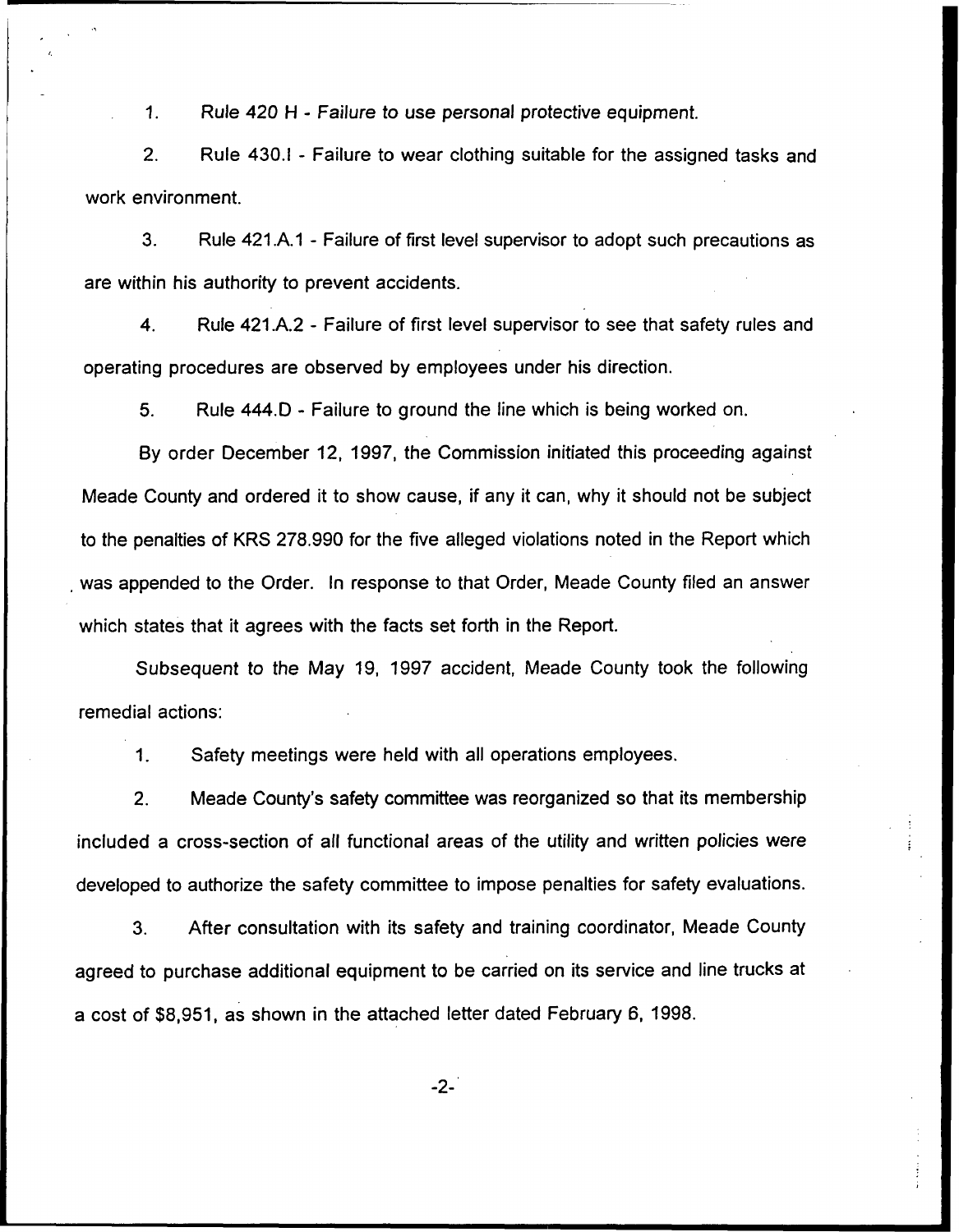1. Rule 420 H - *Failure to use personal protective equipment.*

2. Rule 430.I - Failure to wear clothing suitable for the assigned tasks and work environment.

3. Rule 421.A.1 - Failure of first level supervisor to adopt such precautions as are within his authority to prevent accidents.

4. Rule 421.A.2 - Failure of first level supervisor to see that safety rules and operating procedures are observed by employees under his direction.

5. Rule 444.D - Failure to ground the line which is being worked on.

By order December 12, 1997, the Commission initiated this proceeding against Meade County and ordered it to show cause, if any it can, why it should not be subject to the penalties of KRS 278.990 for the five alleged violations noted in the Report which was appended to the Order. In response to that Order, Meade County filed an answer which states that it agrees with the facts set forth in the Report.

Subsequent to the May 19, 1997 accident, Meade County took the following remedial actions:

1. Safety meetings were held with all operations employees.

2. Meade County's safety committee was reorganized so that its membership included a cross-section of all functional areas of the utility and written policies were developed to authorize the safety committee to impose penalties for safety evaluations.

3. After consultation with its safety and training coordinator, Meade County agreed to purchase additional equipment to be carried on its service and line trucks at a cost of $8,951, as shown in the attached letter dated February 6, 1998.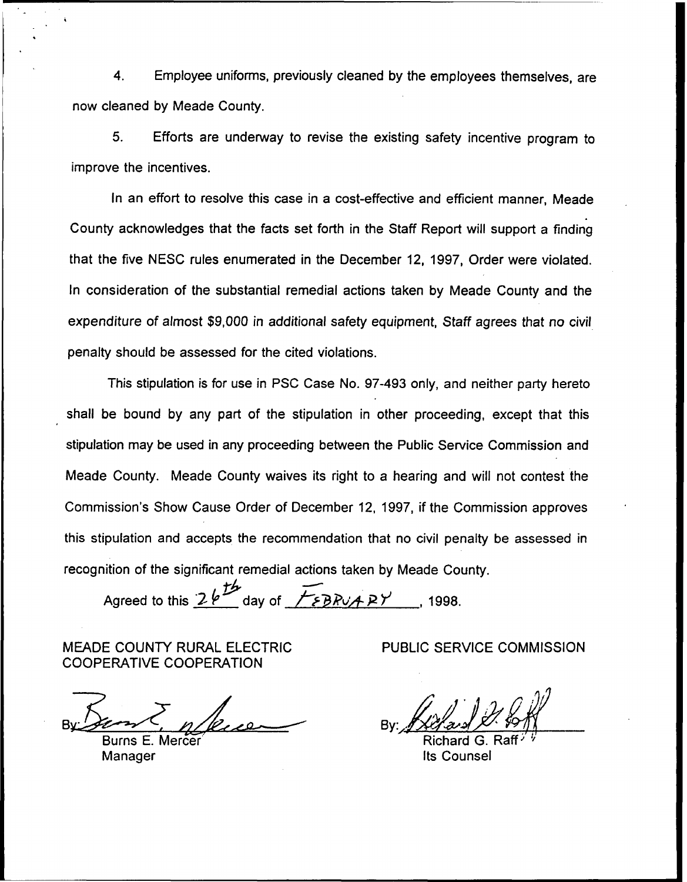4. Employee uniforms, previously cleaned by the employees themselves, are now cleaned by Meade County.

5. Efforts are underway to revise the existing safety incentive program to improve the incentives.

In an effort to resolve this case in a cost-effective and efficient manner, Meade County acknowledges that the facts set forth in the Staff Report will support a finding that the five NESC rules enumerated in the December 12, 1997, Order were violated. In consideration of the substantial remedial actions taken by Meade County and the expenditure of almost $9,000 in additional safety equipment, Staff agrees that no civil penalty should be assessed for the cited violations.

This stipulation is for use in PSC Case No. 97-493 only, and neither party hereto shall be bound by any part of the stipulation in other proceeding, except that this stipulation may be used in any proceeding between the Public Service Commission and Meade County. Meade County waives its right to a hearing and will not contest the Commission's Show Cause Order of December 12, 1997, if the Commission approves this stipulation and accepts the recommendation that no civil penalty be assessed in recognition of the significant remedial actions taken by Meade County.

Agreed to this 26th day of FEBRUARY, 1998.

MEADE COUNTY RURAL ELECTRIC COOPERATIVE COOPERATION

By: Burns E. Mercer
Manager

PUBLIC SERVICE COMMISSION

By: Richard G. Raff
Its Counsel